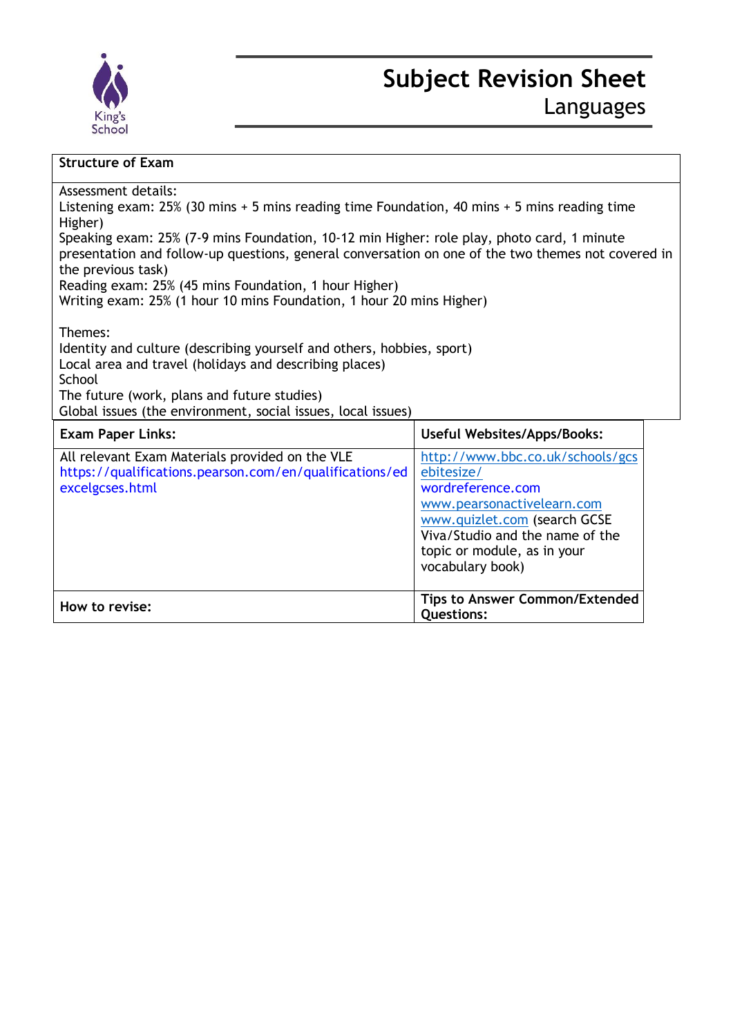# Subject Revision Sheet
## Languages

King's School

**Structure of Exam**

Assessment details:
Listening exam: 25% (30 mins + 5 mins reading time Foundation, 40 mins + 5 mins reading time Higher)
Speaking exam: 25% (7-9 mins Foundation, 10-12 min Higher: role play, photo card, 1 minute presentation and follow-up questions, general conversation on one of the two themes not covered in the previous task)
Reading exam: 25% (45 mins Foundation, 1 hour Higher)
Writing exam: 25% (1 hour 10 mins Foundation, 1 hour 20 mins Higher)

Themes:
Identity and culture (describing yourself and others, hobbies, sport)
Local area and travel (holidays and describing places)
School
The future (work, plans and future studies)
Global issues (the environment, social issues, local issues)

| **Exam Paper Links:** | **Useful Websites/Apps/Books:** |
|---|---|
| All relevant Exam Materials provided on the VLE<br>https://qualifications.pearson.com/en/qualifications/edexcelgcses.html | http://www.bbc.co.uk/schools/gcsebitesize/<br>wordreference.com<br>www.pearsonactivelearn.com<br>www.quizlet.com (search GCSE Viva/Studio and the name of the topic or module, as in your vocabulary book) |
| **How to revise:** | **Tips to Answer Common/Extended Questions:** |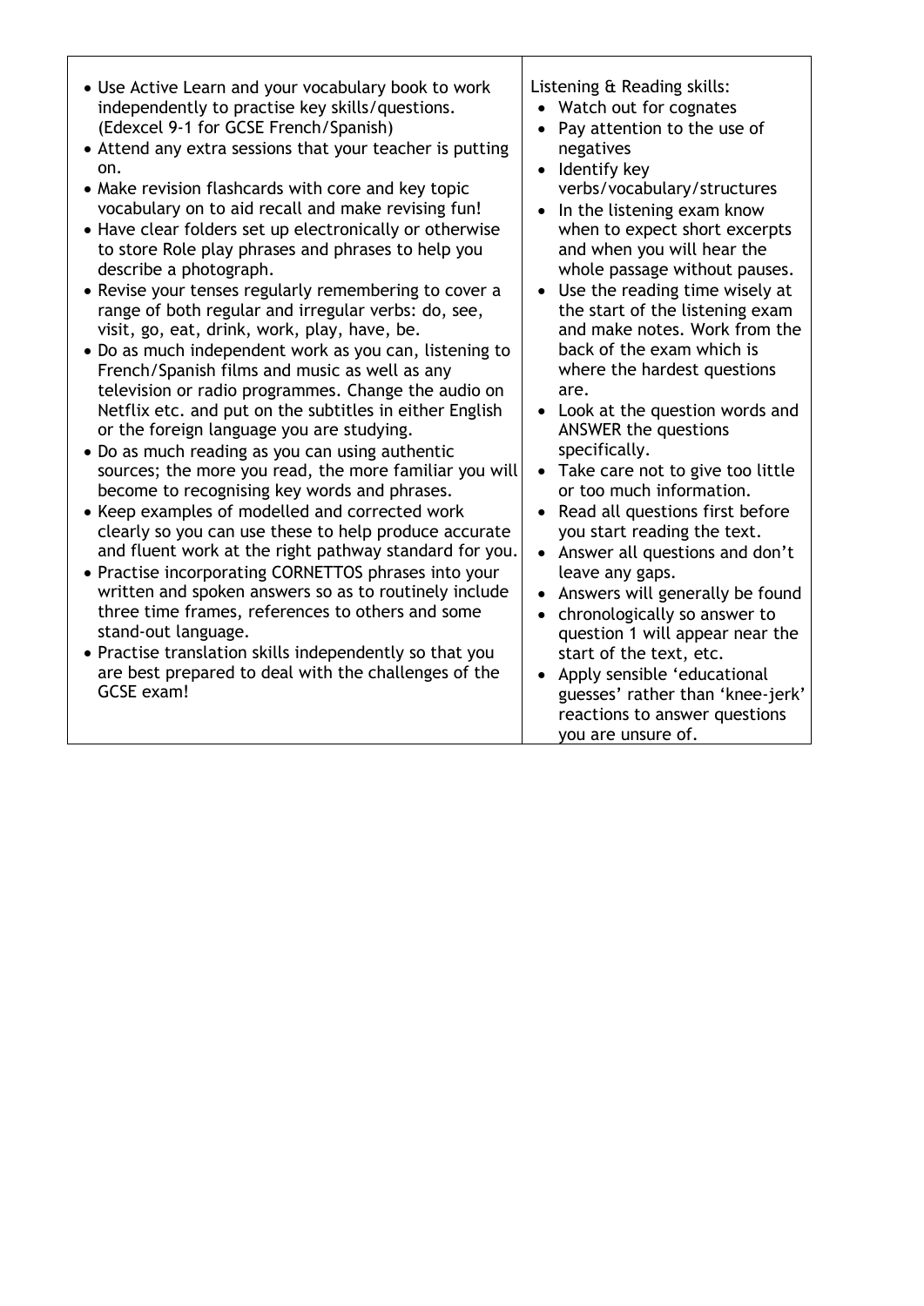| | |
|---|---|
| • Use Active Learn and your vocabulary book to work independently to practise key skills/questions. (Edexcel 9-1 for GCSE French/Spanish)<br>• Attend any extra sessions that your teacher is putting on.<br>• Make revision flashcards with core and key topic vocabulary on to aid recall and make revising fun!<br>• Have clear folders set up electronically or otherwise to store Role play phrases and phrases to help you describe a photograph.<br>• Revise your tenses regularly remembering to cover a range of both regular and irregular verbs: do, see, visit, go, eat, drink, work, play, have, be.<br>• Do as much independent work as you can, listening to French/Spanish films and music as well as any television or radio programmes. Change the audio on Netflix etc. and put on the subtitles in either English or the foreign language you are studying.<br>• Do as much reading as you can using authentic sources; the more you read, the more familiar you will become to recognising key words and phrases.<br>• Keep examples of modelled and corrected work clearly so you can use these to help produce accurate and fluent work at the right pathway standard for you.<br>• Practise incorporating CORNETTOS phrases into your written and spoken answers so as to routinely include three time frames, references to others and some stand-out language.<br>• Practise translation skills independently so that you are best prepared to deal with the challenges of the GCSE exam! | Listening & Reading skills:<br>• Watch out for cognates<br>• Pay attention to the use of negatives<br>• Identify key verbs/vocabulary/structures<br>• In the listening exam know when to expect short excerpts and when you will hear the whole passage without pauses.<br>• Use the reading time wisely at the start of the listening exam and make notes. Work from the back of the exam which is where the hardest questions are.<br>• Look at the question words and ANSWER the questions specifically.<br>• Take care not to give too little or too much information.<br>• Read all questions first before you start reading the text.<br>• Answer all questions and don't leave any gaps.<br>• Answers will generally be found<br>• chronologically so answer to question 1 will appear near the start of the text, etc.<br>• Apply sensible 'educational guesses' rather than 'knee-jerk' reactions to answer questions you are unsure of. |